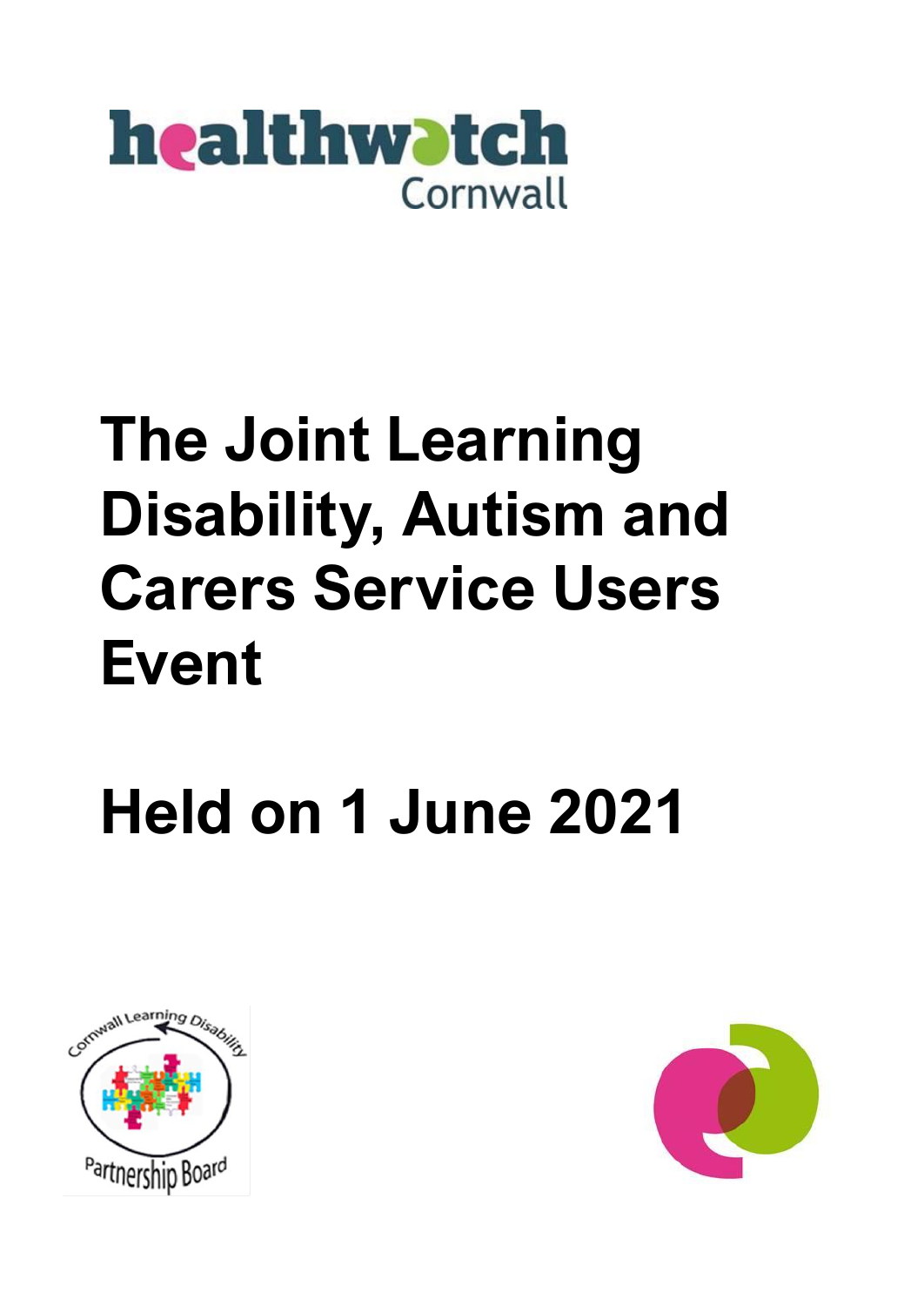healthwatch Cornwall

# The Joint Learning Disability, Autism and Carers Service Users Event

# Held on 1 June 2021

Cornwall Learning Disability Partnership Board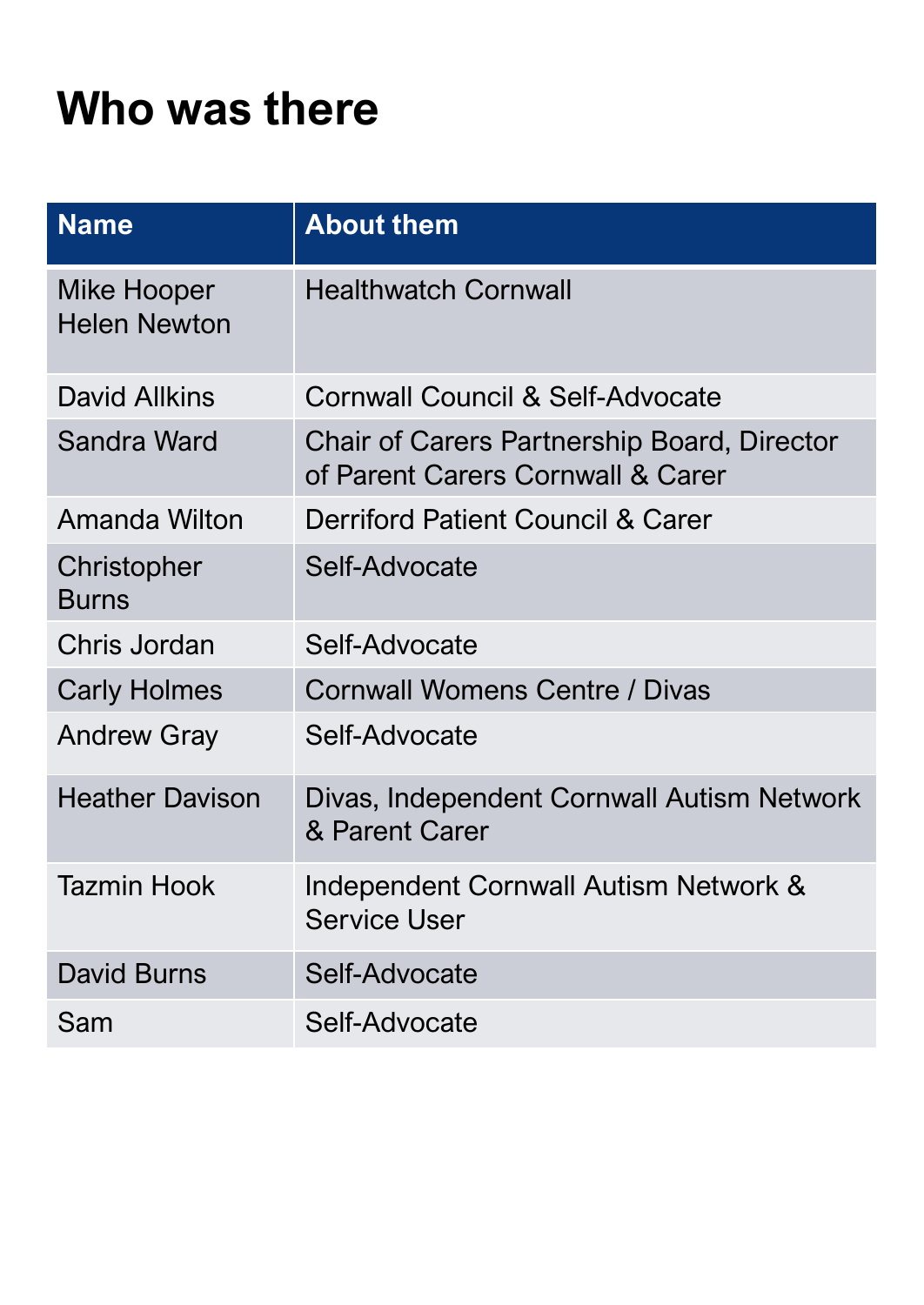# Who was there

| Name | About them |
| --- | --- |
| Mike Hooper<br>Helen Newton | Healthwatch Cornwall |
| David Allkins | Cornwall Council & Self-Advocate |
| Sandra Ward | Chair of Carers Partnership Board, Director of Parent Carers Cornwall & Carer |
| Amanda Wilton | Derriford Patient Council & Carer |
| Christopher Burns | Self-Advocate |
| Chris Jordan | Self-Advocate |
| Carly Holmes | Cornwall Womens Centre / Divas |
| Andrew Gray | Self-Advocate |
| Heather Davison | Divas, Independent Cornwall Autism Network & Parent Carer |
| Tazmin Hook | Independent Cornwall Autism Network & Service User |
| David Burns | Self-Advocate |
| Sam | Self-Advocate |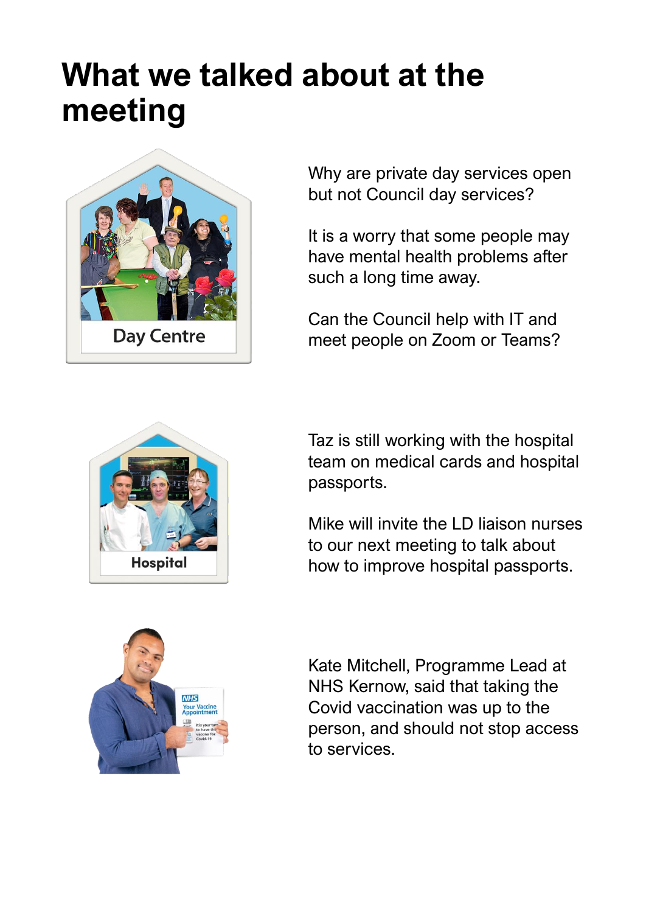# What we talked about at the meeting

Why are private day services open but not Council day services?

It is a worry that some people may have mental health problems after such a long time away.

Can the Council help with IT and meet people on Zoom or Teams?

Taz is still working with the hospital team on medical cards and hospital passports.

Mike will invite the LD liaison nurses to our next meeting to talk about how to improve hospital passports.

Kate Mitchell, Programme Lead at NHS Kernow, said that taking the Covid vaccination was up to the person, and should not stop access to services.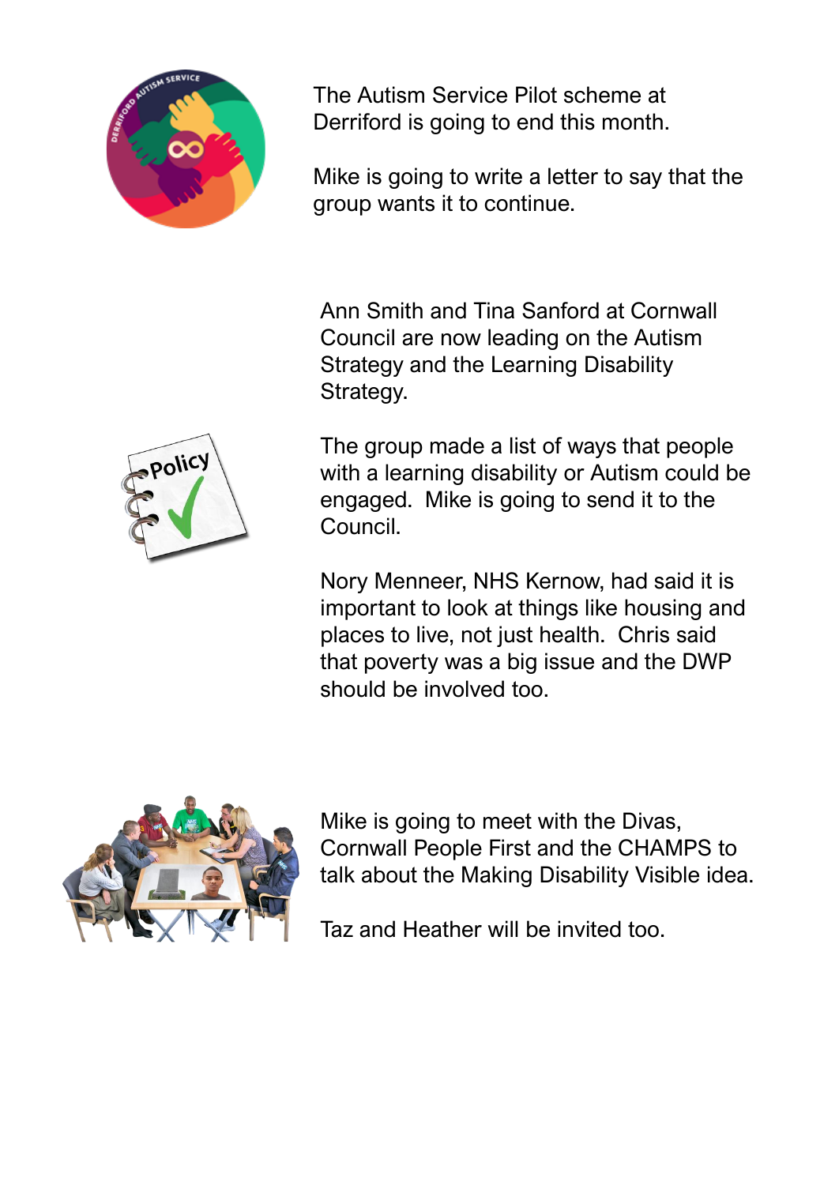The Autism Service Pilot scheme at Derriford is going to end this month.

Mike is going to write a letter to say that the group wants it to continue.

Ann Smith and Tina Sanford at Cornwall Council are now leading on the Autism Strategy and the Learning Disability Strategy.

The group made a list of ways that people with a learning disability or Autism could be engaged. Mike is going to send it to the Council.

Nory Menneer, NHS Kernow, had said it is important to look at things like housing and places to live, not just health. Chris said that poverty was a big issue and the DWP should be involved too.

Mike is going to meet with the Divas, Cornwall People First and the CHAMPS to talk about the Making Disability Visible idea.

Taz and Heather will be invited too.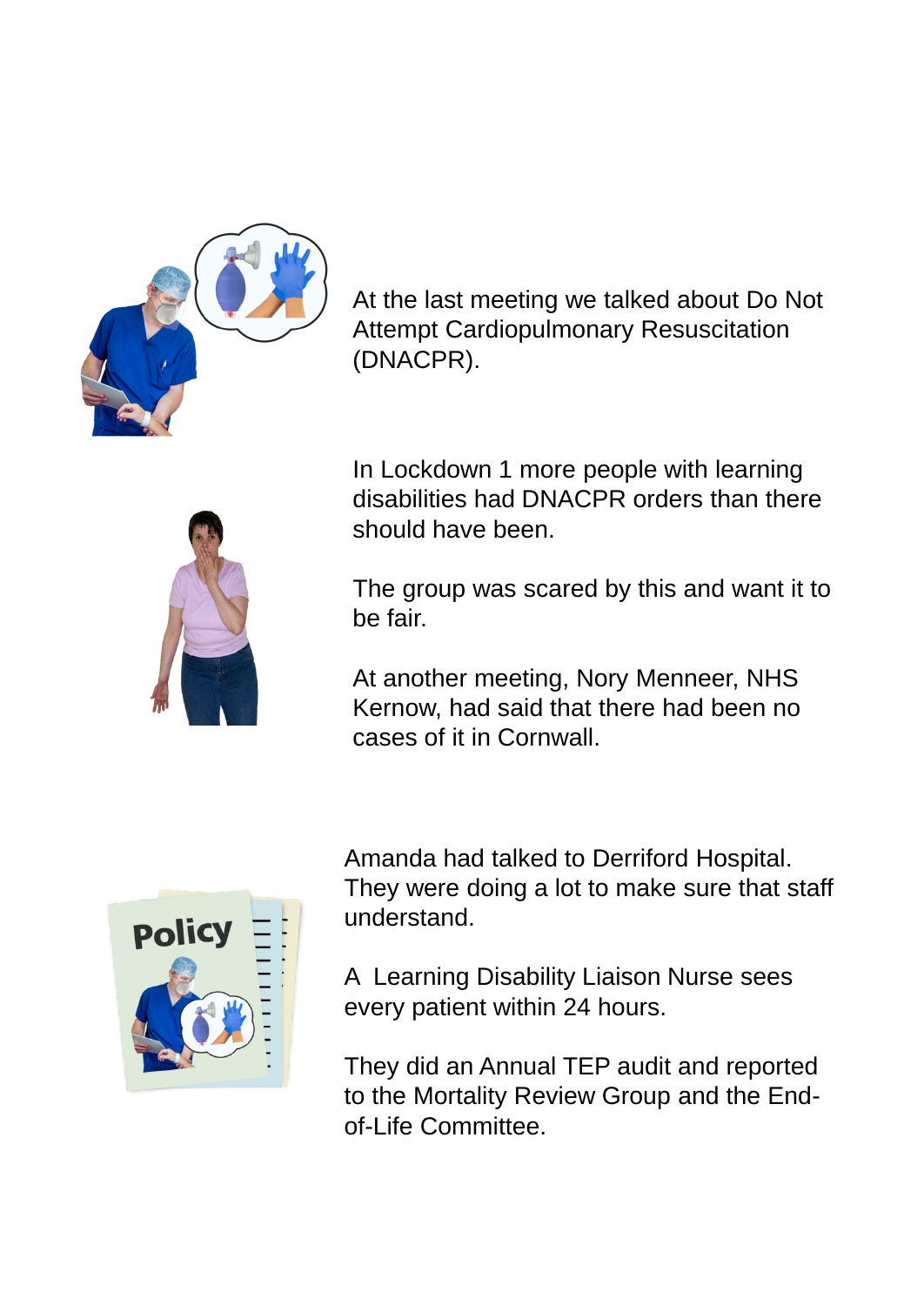At the last meeting we talked about Do Not Attempt Cardiopulmonary Resuscitation (DNACPR).

In Lockdown 1 more people with learning disabilities had DNACPR orders than there should have been.

The group was scared by this and want it to be fair.

At another meeting, Nory Menneer, NHS Kernow, had said that there had been no cases of it in Cornwall.

Amanda had talked to Derriford Hospital. They were doing a lot to make sure that staff understand.

A Learning Disability Liaison Nurse sees every patient within 24 hours.

They did an Annual TEP audit and reported to the Mortality Review Group and the End-of-Life Committee.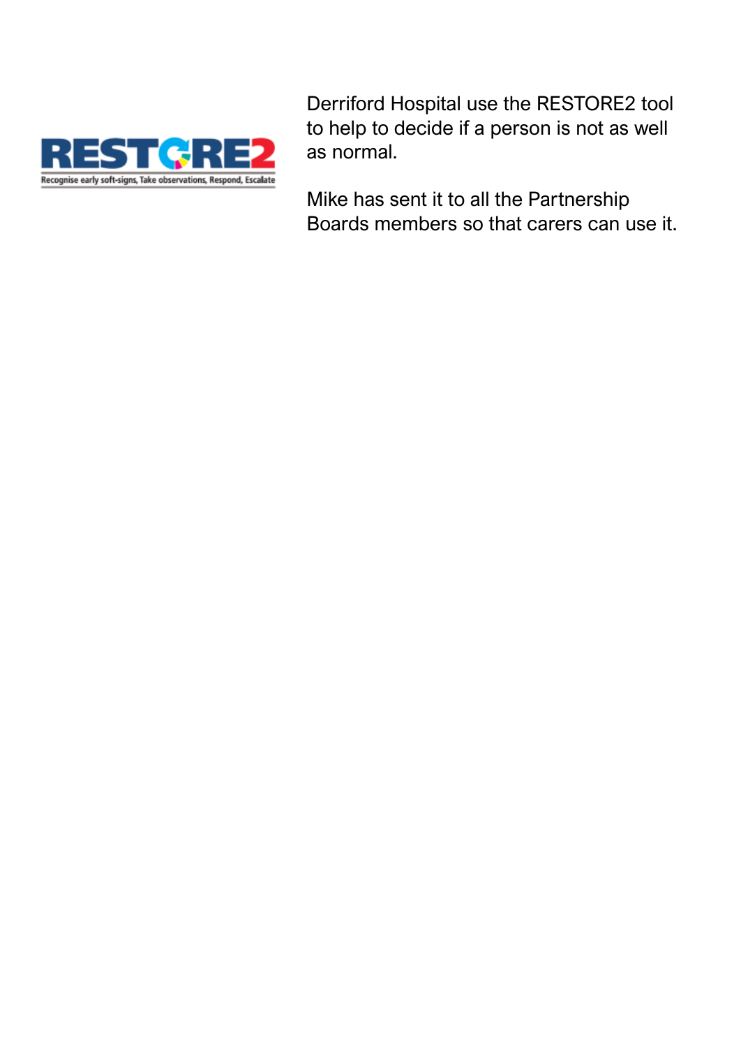RESTORE2

Recognise early soft-signs, Take observations, Respond, Escalate

Derriford Hospital use the RESTORE2 tool to help to decide if a person is not as well as normal.

Mike has sent it to all the Partnership Boards members so that carers can use it.